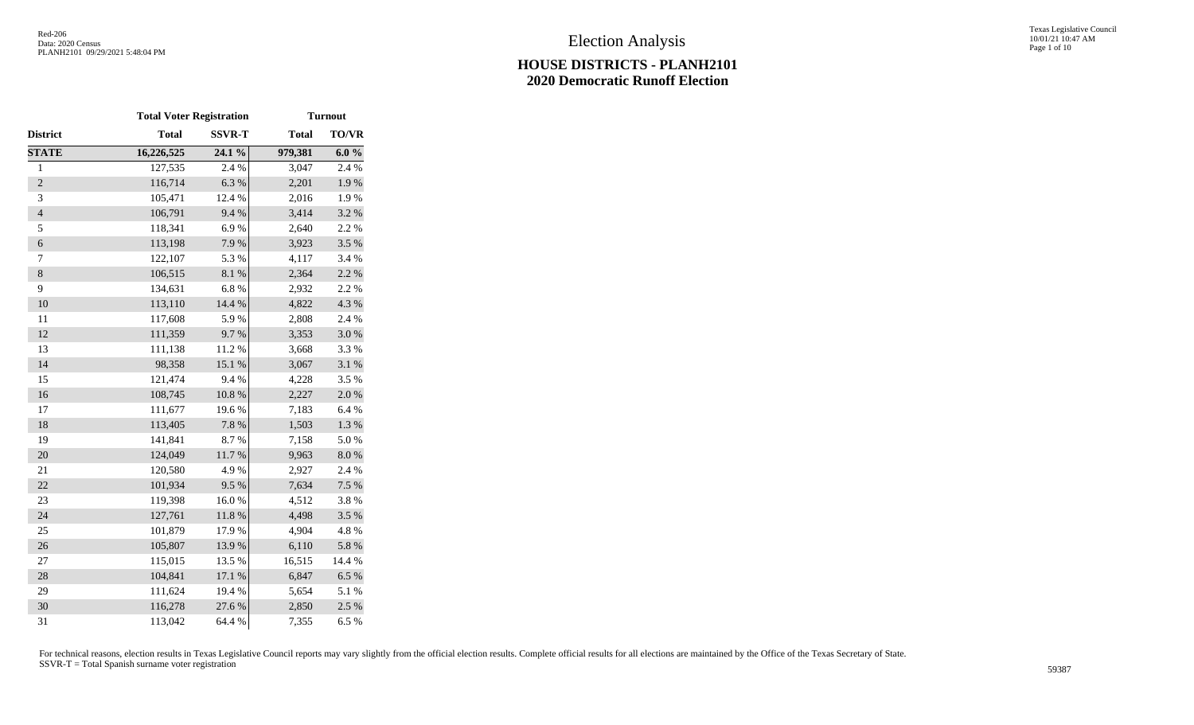# Election Analysis

## HOUSE DISTRICTS - PLANH2101
## 2020 Democratic Runoff Election

| | Total Voter Registration | | Turnout | |
|---|---|---|---|---|
| **District** | **Total** | **SSVR-T** | **Total** | **TO/VR** |
| **STATE** | **16,226,525** | **24.1 %** | **979,381** | **6.0 %** |
| 1 | 127,535 | 2.4 % | 3,047 | 2.4 % |
| 2 | 116,714 | 6.3 % | 2,201 | 1.9 % |
| 3 | 105,471 | 12.4 % | 2,016 | 1.9 % |
| 4 | 106,791 | 9.4 % | 3,414 | 3.2 % |
| 5 | 118,341 | 6.9 % | 2,640 | 2.2 % |
| 6 | 113,198 | 7.9 % | 3,923 | 3.5 % |
| 7 | 122,107 | 5.3 % | 4,117 | 3.4 % |
| 8 | 106,515 | 8.1 % | 2,364 | 2.2 % |
| 9 | 134,631 | 6.8 % | 2,932 | 2.2 % |
| 10 | 113,110 | 14.4 % | 4,822 | 4.3 % |
| 11 | 117,608 | 5.9 % | 2,808 | 2.4 % |
| 12 | 111,359 | 9.7 % | 3,353 | 3.0 % |
| 13 | 111,138 | 11.2 % | 3,668 | 3.3 % |
| 14 | 98,358 | 15.1 % | 3,067 | 3.1 % |
| 15 | 121,474 | 9.4 % | 4,228 | 3.5 % |
| 16 | 108,745 | 10.8 % | 2,227 | 2.0 % |
| 17 | 111,677 | 19.6 % | 7,183 | 6.4 % |
| 18 | 113,405 | 7.8 % | 1,503 | 1.3 % |
| 19 | 141,841 | 8.7 % | 7,158 | 5.0 % |
| 20 | 124,049 | 11.7 % | 9,963 | 8.0 % |
| 21 | 120,580 | 4.9 % | 2,927 | 2.4 % |
| 22 | 101,934 | 9.5 % | 7,634 | 7.5 % |
| 23 | 119,398 | 16.0 % | 4,512 | 3.8 % |
| 24 | 127,761 | 11.8 % | 4,498 | 3.5 % |
| 25 | 101,879 | 17.9 % | 4,904 | 4.8 % |
| 26 | 105,807 | 13.9 % | 6,110 | 5.8 % |
| 27 | 115,015 | 13.5 % | 16,515 | 14.4 % |
| 28 | 104,841 | 17.1 % | 6,847 | 6.5 % |
| 29 | 111,624 | 19.4 % | 5,654 | 5.1 % |
| 30 | 116,278 | 27.6 % | 2,850 | 2.5 % |
| 31 | 113,042 | 64.4 % | 7,355 | 6.5 % |

For technical reasons, election results in Texas Legislative Council reports may vary slightly from the official election results. Complete official results for all elections are maintained by the Office of the Texas Secretary of State.
SSVR-T = Total Spanish surname voter registration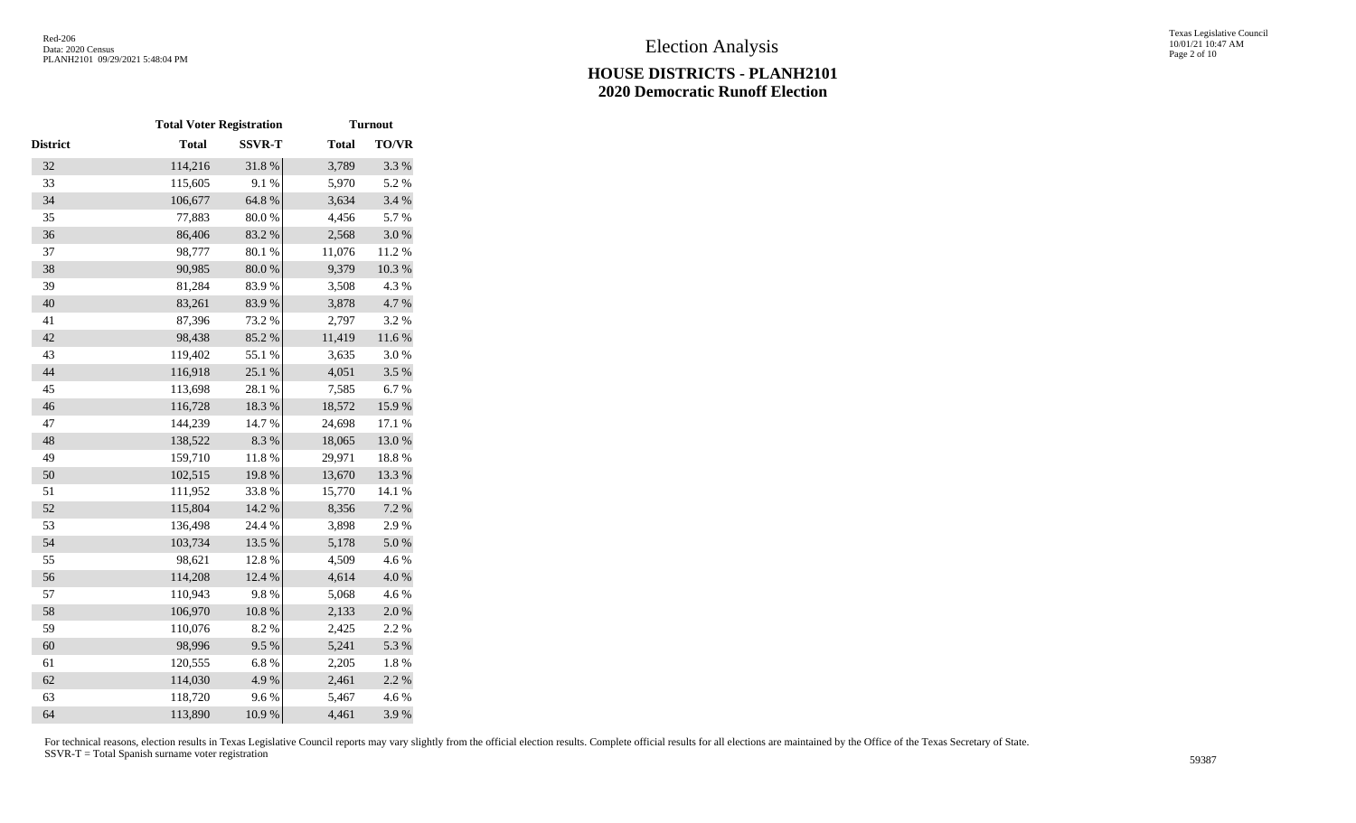# Election Analysis

## HOUSE DISTRICTS - PLANH2101
## 2020 Democratic Runoff Election

| | Total Voter Registration | | Turnout | |
|---|---|---|---|---|
| District | Total | SSVR-T | Total | TO/VR |
| 32 | 114,216 | 31.8 % | 3,789 | 3.3 % |
| 33 | 115,605 | 9.1 % | 5,970 | 5.2 % |
| 34 | 106,677 | 64.8 % | 3,634 | 3.4 % |
| 35 | 77,883 | 80.0 % | 4,456 | 5.7 % |
| 36 | 86,406 | 83.2 % | 2,568 | 3.0 % |
| 37 | 98,777 | 80.1 % | 11,076 | 11.2 % |
| 38 | 90,985 | 80.0 % | 9,379 | 10.3 % |
| 39 | 81,284 | 83.9 % | 3,508 | 4.3 % |
| 40 | 83,261 | 83.9 % | 3,878 | 4.7 % |
| 41 | 87,396 | 73.2 % | 2,797 | 3.2 % |
| 42 | 98,438 | 85.2 % | 11,419 | 11.6 % |
| 43 | 119,402 | 55.1 % | 3,635 | 3.0 % |
| 44 | 116,918 | 25.1 % | 4,051 | 3.5 % |
| 45 | 113,698 | 28.1 % | 7,585 | 6.7 % |
| 46 | 116,728 | 18.3 % | 18,572 | 15.9 % |
| 47 | 144,239 | 14.7 % | 24,698 | 17.1 % |
| 48 | 138,522 | 8.3 % | 18,065 | 13.0 % |
| 49 | 159,710 | 11.8 % | 29,971 | 18.8 % |
| 50 | 102,515 | 19.8 % | 13,670 | 13.3 % |
| 51 | 111,952 | 33.8 % | 15,770 | 14.1 % |
| 52 | 115,804 | 14.2 % | 8,356 | 7.2 % |
| 53 | 136,498 | 24.4 % | 3,898 | 2.9 % |
| 54 | 103,734 | 13.5 % | 5,178 | 5.0 % |
| 55 | 98,621 | 12.8 % | 4,509 | 4.6 % |
| 56 | 114,208 | 12.4 % | 4,614 | 4.0 % |
| 57 | 110,943 | 9.8 % | 5,068 | 4.6 % |
| 58 | 106,970 | 10.8 % | 2,133 | 2.0 % |
| 59 | 110,076 | 8.2 % | 2,425 | 2.2 % |
| 60 | 98,996 | 9.5 % | 5,241 | 5.3 % |
| 61 | 120,555 | 6.8 % | 2,205 | 1.8 % |
| 62 | 114,030 | 4.9 % | 2,461 | 2.2 % |
| 63 | 118,720 | 9.6 % | 5,467 | 4.6 % |
| 64 | 113,890 | 10.9 % | 4,461 | 3.9 % |

For technical reasons, election results in Texas Legislative Council reports may vary slightly from the official election results. Complete official results for all elections are maintained by the Office of the Texas Secretary of State.
SSVR-T = Total Spanish surname voter registration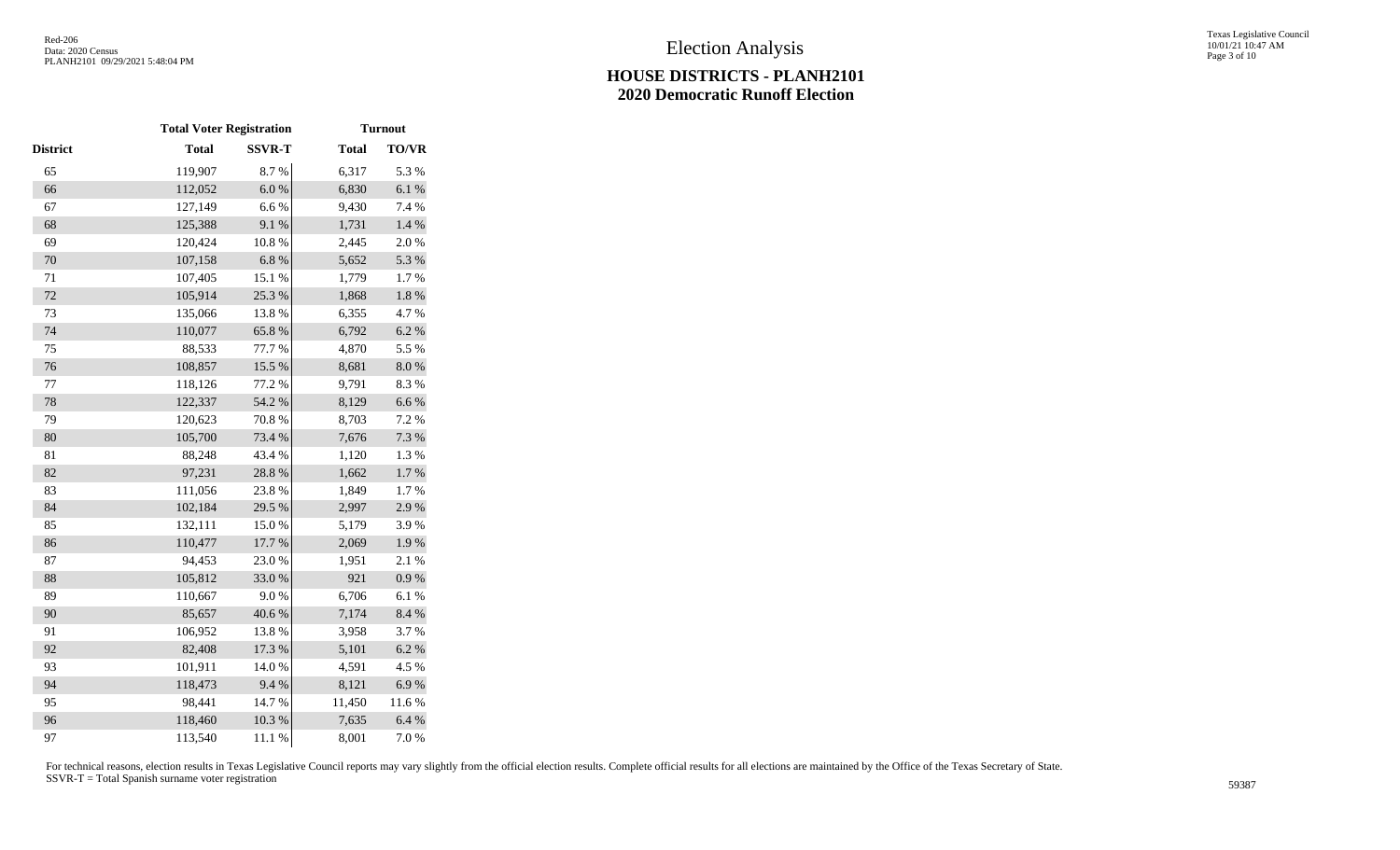Election Analysis

## HOUSE DISTRICTS - PLANH2101
## 2020 Democratic Runoff Election

| | Total Voter Registration | | Turnout | |
|---|---|---|---|---|
| District | Total | SSVR-T | Total | TO/VR |
| 65 | 119,907 | 8.7 % | 6,317 | 5.3 % |
| 66 | 112,052 | 6.0 % | 6,830 | 6.1 % |
| 67 | 127,149 | 6.6 % | 9,430 | 7.4 % |
| 68 | 125,388 | 9.1 % | 1,731 | 1.4 % |
| 69 | 120,424 | 10.8 % | 2,445 | 2.0 % |
| 70 | 107,158 | 6.8 % | 5,652 | 5.3 % |
| 71 | 107,405 | 15.1 % | 1,779 | 1.7 % |
| 72 | 105,914 | 25.3 % | 1,868 | 1.8 % |
| 73 | 135,066 | 13.8 % | 6,355 | 4.7 % |
| 74 | 110,077 | 65.8 % | 6,792 | 6.2 % |
| 75 | 88,533 | 77.7 % | 4,870 | 5.5 % |
| 76 | 108,857 | 15.5 % | 8,681 | 8.0 % |
| 77 | 118,126 | 77.2 % | 9,791 | 8.3 % |
| 78 | 122,337 | 54.2 % | 8,129 | 6.6 % |
| 79 | 120,623 | 70.8 % | 8,703 | 7.2 % |
| 80 | 105,700 | 73.4 % | 7,676 | 7.3 % |
| 81 | 88,248 | 43.4 % | 1,120 | 1.3 % |
| 82 | 97,231 | 28.8 % | 1,662 | 1.7 % |
| 83 | 111,056 | 23.8 % | 1,849 | 1.7 % |
| 84 | 102,184 | 29.5 % | 2,997 | 2.9 % |
| 85 | 132,111 | 15.0 % | 5,179 | 3.9 % |
| 86 | 110,477 | 17.7 % | 2,069 | 1.9 % |
| 87 | 94,453 | 23.0 % | 1,951 | 2.1 % |
| 88 | 105,812 | 33.0 % | 921 | 0.9 % |
| 89 | 110,667 | 9.0 % | 6,706 | 6.1 % |
| 90 | 85,657 | 40.6 % | 7,174 | 8.4 % |
| 91 | 106,952 | 13.8 % | 3,958 | 3.7 % |
| 92 | 82,408 | 17.3 % | 5,101 | 6.2 % |
| 93 | 101,911 | 14.0 % | 4,591 | 4.5 % |
| 94 | 118,473 | 9.4 % | 8,121 | 6.9 % |
| 95 | 98,441 | 14.7 % | 11,450 | 11.6 % |
| 96 | 118,460 | 10.3 % | 7,635 | 6.4 % |
| 97 | 113,540 | 11.1 % | 8,001 | 7.0 % |

For technical reasons, election results in Texas Legislative Council reports may vary slightly from the official election results. Complete official results for all elections are maintained by the Office of the Texas Secretary of State.
SSVR-T = Total Spanish surname voter registration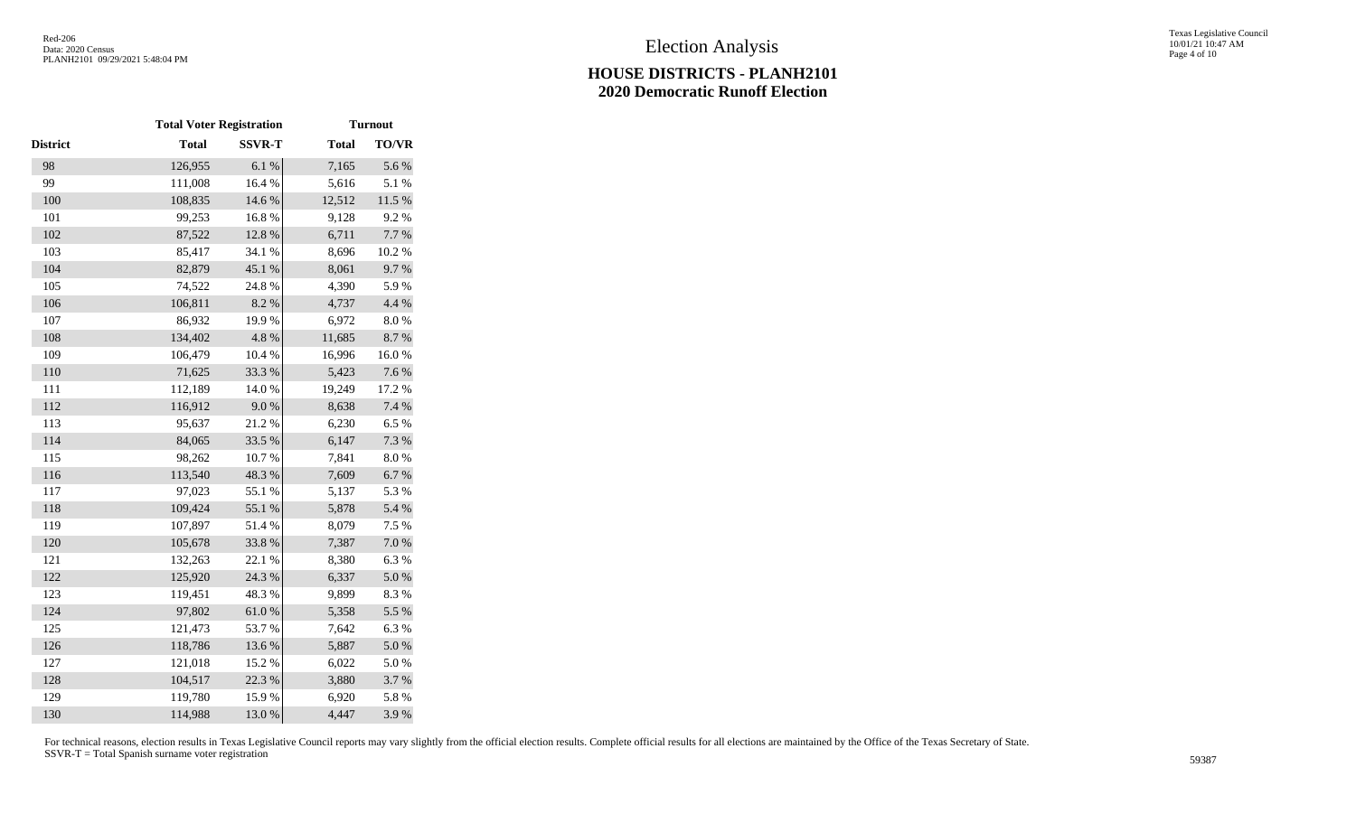# Election Analysis

## HOUSE DISTRICTS - PLANH2101
## 2020 Democratic Runoff Election

| | Total Voter Registration | | Turnout | |
|---|---|---|---|---|
| District | Total | SSVR-T | Total | TO/VR |
| 98 | 126,955 | 6.1 % | 7,165 | 5.6 % |
| 99 | 111,008 | 16.4 % | 5,616 | 5.1 % |
| 100 | 108,835 | 14.6 % | 12,512 | 11.5 % |
| 101 | 99,253 | 16.8 % | 9,128 | 9.2 % |
| 102 | 87,522 | 12.8 % | 6,711 | 7.7 % |
| 103 | 85,417 | 34.1 % | 8,696 | 10.2 % |
| 104 | 82,879 | 45.1 % | 8,061 | 9.7 % |
| 105 | 74,522 | 24.8 % | 4,390 | 5.9 % |
| 106 | 106,811 | 8.2 % | 4,737 | 4.4 % |
| 107 | 86,932 | 19.9 % | 6,972 | 8.0 % |
| 108 | 134,402 | 4.8 % | 11,685 | 8.7 % |
| 109 | 106,479 | 10.4 % | 16,996 | 16.0 % |
| 110 | 71,625 | 33.3 % | 5,423 | 7.6 % |
| 111 | 112,189 | 14.0 % | 19,249 | 17.2 % |
| 112 | 116,912 | 9.0 % | 8,638 | 7.4 % |
| 113 | 95,637 | 21.2 % | 6,230 | 6.5 % |
| 114 | 84,065 | 33.5 % | 6,147 | 7.3 % |
| 115 | 98,262 | 10.7 % | 7,841 | 8.0 % |
| 116 | 113,540 | 48.3 % | 7,609 | 6.7 % |
| 117 | 97,023 | 55.1 % | 5,137 | 5.3 % |
| 118 | 109,424 | 55.1 % | 5,878 | 5.4 % |
| 119 | 107,897 | 51.4 % | 8,079 | 7.5 % |
| 120 | 105,678 | 33.8 % | 7,387 | 7.0 % |
| 121 | 132,263 | 22.1 % | 8,380 | 6.3 % |
| 122 | 125,920 | 24.3 % | 6,337 | 5.0 % |
| 123 | 119,451 | 48.3 % | 9,899 | 8.3 % |
| 124 | 97,802 | 61.0 % | 5,358 | 5.5 % |
| 125 | 121,473 | 53.7 % | 7,642 | 6.3 % |
| 126 | 118,786 | 13.6 % | 5,887 | 5.0 % |
| 127 | 121,018 | 15.2 % | 6,022 | 5.0 % |
| 128 | 104,517 | 22.3 % | 3,880 | 3.7 % |
| 129 | 119,780 | 15.9 % | 6,920 | 5.8 % |
| 130 | 114,988 | 13.0 % | 4,447 | 3.9 % |

For technical reasons, election results in Texas Legislative Council reports may vary slightly from the official election results. Complete official results for all elections are maintained by the Office of the Texas Secretary of State.
SSVR-T = Total Spanish surname voter registration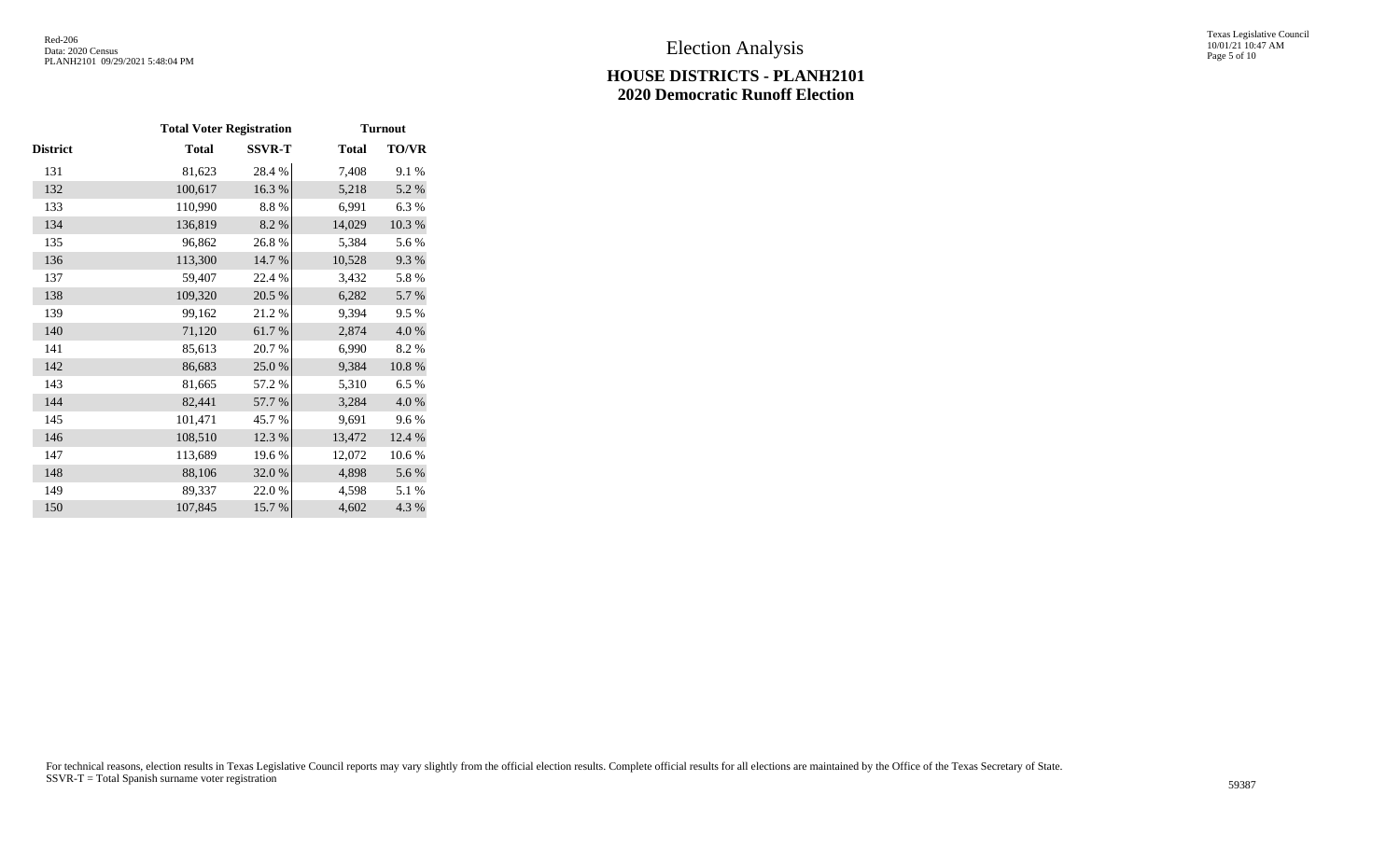# Election Analysis

## HOUSE DISTRICTS - PLANH2101
## 2020 Democratic Runoff Election

| | Total Voter Registration | | Turnout | |
|---|---|---|---|---|
| District | Total | SSVR-T | Total | TO/VR |
| 131 | 81,623 | 28.4 % | 7,408 | 9.1 % |
| 132 | 100,617 | 16.3 % | 5,218 | 5.2 % |
| 133 | 110,990 | 8.8 % | 6,991 | 6.3 % |
| 134 | 136,819 | 8.2 % | 14,029 | 10.3 % |
| 135 | 96,862 | 26.8 % | 5,384 | 5.6 % |
| 136 | 113,300 | 14.7 % | 10,528 | 9.3 % |
| 137 | 59,407 | 22.4 % | 3,432 | 5.8 % |
| 138 | 109,320 | 20.5 % | 6,282 | 5.7 % |
| 139 | 99,162 | 21.2 % | 9,394 | 9.5 % |
| 140 | 71,120 | 61.7 % | 2,874 | 4.0 % |
| 141 | 85,613 | 20.7 % | 6,990 | 8.2 % |
| 142 | 86,683 | 25.0 % | 9,384 | 10.8 % |
| 143 | 81,665 | 57.2 % | 5,310 | 6.5 % |
| 144 | 82,441 | 57.7 % | 3,284 | 4.0 % |
| 145 | 101,471 | 45.7 % | 9,691 | 9.6 % |
| 146 | 108,510 | 12.3 % | 13,472 | 12.4 % |
| 147 | 113,689 | 19.6 % | 12,072 | 10.6 % |
| 148 | 88,106 | 32.0 % | 4,898 | 5.6 % |
| 149 | 89,337 | 22.0 % | 4,598 | 5.1 % |
| 150 | 107,845 | 15.7 % | 4,602 | 4.3 % |

For technical reasons, election results in Texas Legislative Council reports may vary slightly from the official election results. Complete official results for all elections are maintained by the Office of the Texas Secretary of State.
SSVR-T = Total Spanish surname voter registration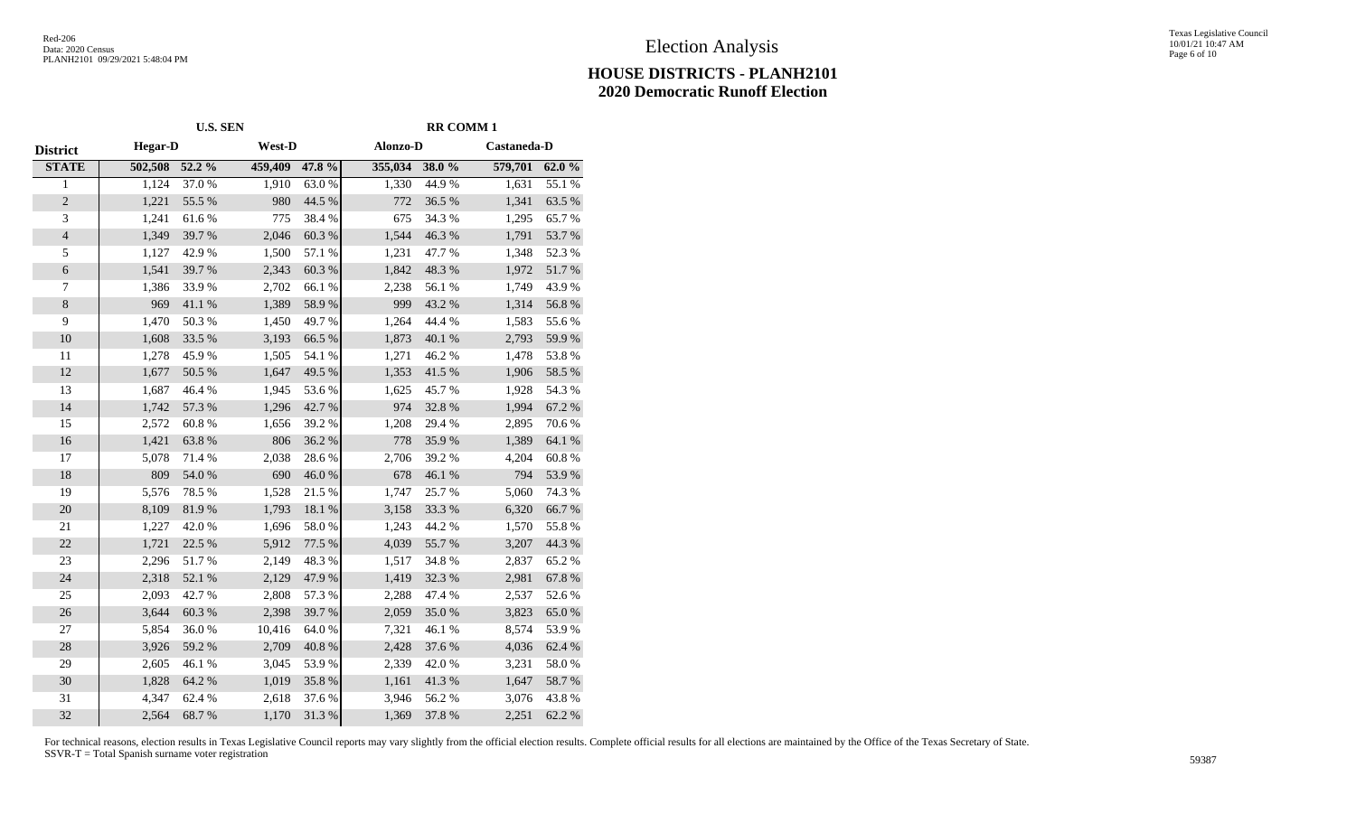# Election Analysis

## HOUSE DISTRICTS - PLANH2101
## 2020 Democratic Runoff Election

| | U.S. SEN | | | | RR COMM 1 | | | |
|---|---|---|---|---|---|---|---|---|
| **District** | **Hegar-D** | | **West-D** | | **Alonzo-D** | | **Castaneda-D** | |
| **STATE** | **502,508** | **52.2 %** | **459,409** | **47.8 %** | **355,034** | **38.0 %** | **579,701** | **62.0 %** |
| 1 | 1,124 | 37.0 % | 1,910 | 63.0 % | 1,330 | 44.9 % | 1,631 | 55.1 % |
| 2 | 1,221 | 55.5 % | 980 | 44.5 % | 772 | 36.5 % | 1,341 | 63.5 % |
| 3 | 1,241 | 61.6 % | 775 | 38.4 % | 675 | 34.3 % | 1,295 | 65.7 % |
| 4 | 1,349 | 39.7 % | 2,046 | 60.3 % | 1,544 | 46.3 % | 1,791 | 53.7 % |
| 5 | 1,127 | 42.9 % | 1,500 | 57.1 % | 1,231 | 47.7 % | 1,348 | 52.3 % |
| 6 | 1,541 | 39.7 % | 2,343 | 60.3 % | 1,842 | 48.3 % | 1,972 | 51.7 % |
| 7 | 1,386 | 33.9 % | 2,702 | 66.1 % | 2,238 | 56.1 % | 1,749 | 43.9 % |
| 8 | 969 | 41.1 % | 1,389 | 58.9 % | 999 | 43.2 % | 1,314 | 56.8 % |
| 9 | 1,470 | 50.3 % | 1,450 | 49.7 % | 1,264 | 44.4 % | 1,583 | 55.6 % |
| 10 | 1,608 | 33.5 % | 3,193 | 66.5 % | 1,873 | 40.1 % | 2,793 | 59.9 % |
| 11 | 1,278 | 45.9 % | 1,505 | 54.1 % | 1,271 | 46.2 % | 1,478 | 53.8 % |
| 12 | 1,677 | 50.5 % | 1,647 | 49.5 % | 1,353 | 41.5 % | 1,906 | 58.5 % |
| 13 | 1,687 | 46.4 % | 1,945 | 53.6 % | 1,625 | 45.7 % | 1,928 | 54.3 % |
| 14 | 1,742 | 57.3 % | 1,296 | 42.7 % | 974 | 32.8 % | 1,994 | 67.2 % |
| 15 | 2,572 | 60.8 % | 1,656 | 39.2 % | 1,208 | 29.4 % | 2,895 | 70.6 % |
| 16 | 1,421 | 63.8 % | 806 | 36.2 % | 778 | 35.9 % | 1,389 | 64.1 % |
| 17 | 5,078 | 71.4 % | 2,038 | 28.6 % | 2,706 | 39.2 % | 4,204 | 60.8 % |
| 18 | 809 | 54.0 % | 690 | 46.0 % | 678 | 46.1 % | 794 | 53.9 % |
| 19 | 5,576 | 78.5 % | 1,528 | 21.5 % | 1,747 | 25.7 % | 5,060 | 74.3 % |
| 20 | 8,109 | 81.9 % | 1,793 | 18.1 % | 3,158 | 33.3 % | 6,320 | 66.7 % |
| 21 | 1,227 | 42.0 % | 1,696 | 58.0 % | 1,243 | 44.2 % | 1,570 | 55.8 % |
| 22 | 1,721 | 22.5 % | 5,912 | 77.5 % | 4,039 | 55.7 % | 3,207 | 44.3 % |
| 23 | 2,296 | 51.7 % | 2,149 | 48.3 % | 1,517 | 34.8 % | 2,837 | 65.2 % |
| 24 | 2,318 | 52.1 % | 2,129 | 47.9 % | 1,419 | 32.3 % | 2,981 | 67.8 % |
| 25 | 2,093 | 42.7 % | 2,808 | 57.3 % | 2,288 | 47.4 % | 2,537 | 52.6 % |
| 26 | 3,644 | 60.3 % | 2,398 | 39.7 % | 2,059 | 35.0 % | 3,823 | 65.0 % |
| 27 | 5,854 | 36.0 % | 10,416 | 64.0 % | 7,321 | 46.1 % | 8,574 | 53.9 % |
| 28 | 3,926 | 59.2 % | 2,709 | 40.8 % | 2,428 | 37.6 % | 4,036 | 62.4 % |
| 29 | 2,605 | 46.1 % | 3,045 | 53.9 % | 2,339 | 42.0 % | 3,231 | 58.0 % |
| 30 | 1,828 | 64.2 % | 1,019 | 35.8 % | 1,161 | 41.3 % | 1,647 | 58.7 % |
| 31 | 4,347 | 62.4 % | 2,618 | 37.6 % | 3,946 | 56.2 % | 3,076 | 43.8 % |
| 32 | 2,564 | 68.7 % | 1,170 | 31.3 % | 1,369 | 37.8 % | 2,251 | 62.2 % |

For technical reasons, election results in Texas Legislative Council reports may vary slightly from the official election results. Complete official results for all elections are maintained by the Office of the Texas Secretary of State.
SSVR-T = Total Spanish surname voter registration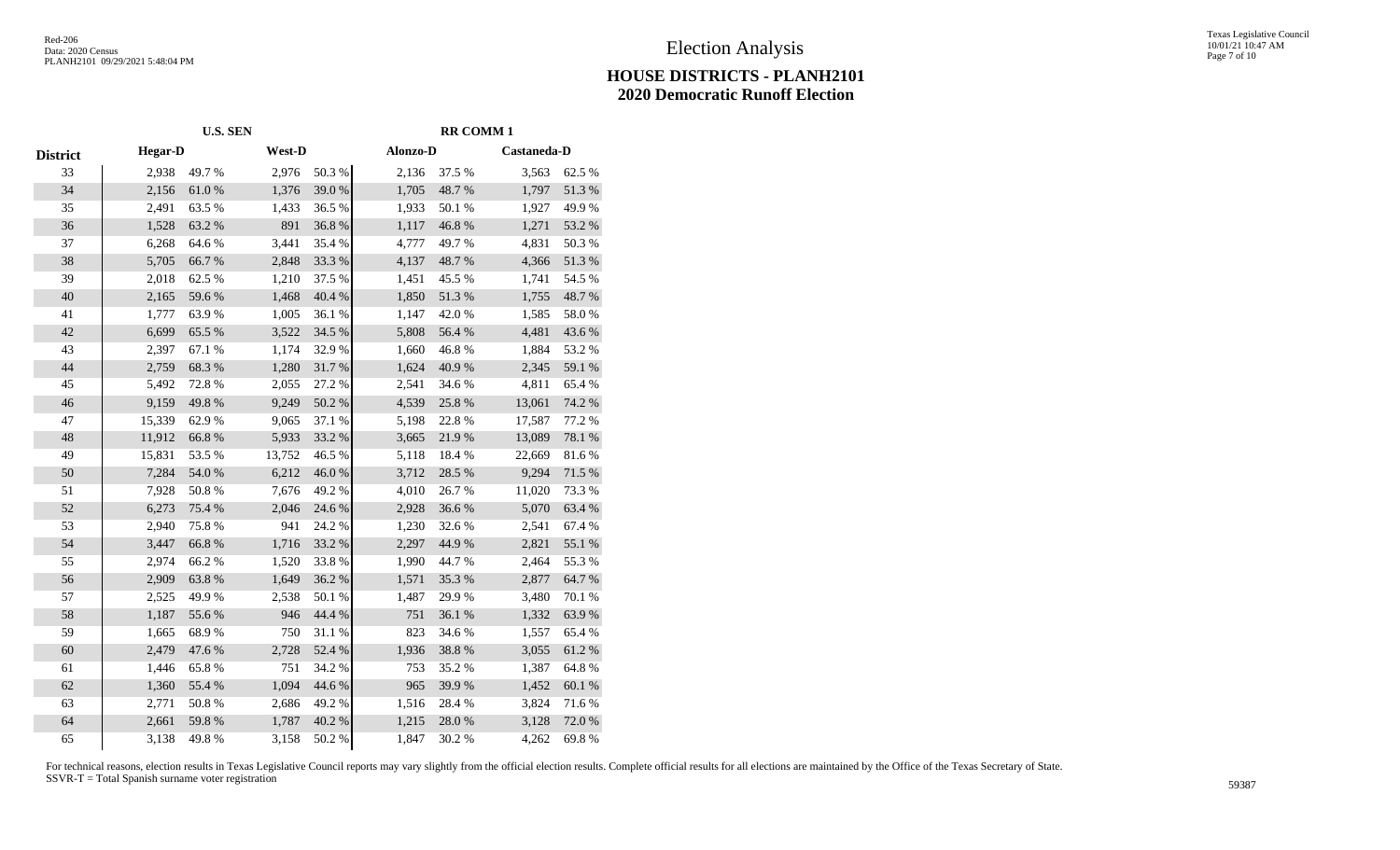# Election Analysis

## HOUSE DISTRICTS - PLANH2101
## 2020 Democratic Runoff Election

| | U.S. SEN | | | | RR COMM 1 | | | |
|---|---|---|---|---|---|---|---|---|
| District | Hegar-D | | West-D | | Alonzo-D | | Castaneda-D | |
| 33 | 2,938 | 49.7 % | 2,976 | 50.3 % | 2,136 | 37.5 % | 3,563 | 62.5 % |
| 34 | 2,156 | 61.0 % | 1,376 | 39.0 % | 1,705 | 48.7 % | 1,797 | 51.3 % |
| 35 | 2,491 | 63.5 % | 1,433 | 36.5 % | 1,933 | 50.1 % | 1,927 | 49.9 % |
| 36 | 1,528 | 63.2 % | 891 | 36.8 % | 1,117 | 46.8 % | 1,271 | 53.2 % |
| 37 | 6,268 | 64.6 % | 3,441 | 35.4 % | 4,777 | 49.7 % | 4,831 | 50.3 % |
| 38 | 5,705 | 66.7 % | 2,848 | 33.3 % | 4,137 | 48.7 % | 4,366 | 51.3 % |
| 39 | 2,018 | 62.5 % | 1,210 | 37.5 % | 1,451 | 45.5 % | 1,741 | 54.5 % |
| 40 | 2,165 | 59.6 % | 1,468 | 40.4 % | 1,850 | 51.3 % | 1,755 | 48.7 % |
| 41 | 1,777 | 63.9 % | 1,005 | 36.1 % | 1,147 | 42.0 % | 1,585 | 58.0 % |
| 42 | 6,699 | 65.5 % | 3,522 | 34.5 % | 5,808 | 56.4 % | 4,481 | 43.6 % |
| 43 | 2,397 | 67.1 % | 1,174 | 32.9 % | 1,660 | 46.8 % | 1,884 | 53.2 % |
| 44 | 2,759 | 68.3 % | 1,280 | 31.7 % | 1,624 | 40.9 % | 2,345 | 59.1 % |
| 45 | 5,492 | 72.8 % | 2,055 | 27.2 % | 2,541 | 34.6 % | 4,811 | 65.4 % |
| 46 | 9,159 | 49.8 % | 9,249 | 50.2 % | 4,539 | 25.8 % | 13,061 | 74.2 % |
| 47 | 15,339 | 62.9 % | 9,065 | 37.1 % | 5,198 | 22.8 % | 17,587 | 77.2 % |
| 48 | 11,912 | 66.8 % | 5,933 | 33.2 % | 3,665 | 21.9 % | 13,089 | 78.1 % |
| 49 | 15,831 | 53.5 % | 13,752 | 46.5 % | 5,118 | 18.4 % | 22,669 | 81.6 % |
| 50 | 7,284 | 54.0 % | 6,212 | 46.0 % | 3,712 | 28.5 % | 9,294 | 71.5 % |
| 51 | 7,928 | 50.8 % | 7,676 | 49.2 % | 4,010 | 26.7 % | 11,020 | 73.3 % |
| 52 | 6,273 | 75.4 % | 2,046 | 24.6 % | 2,928 | 36.6 % | 5,070 | 63.4 % |
| 53 | 2,940 | 75.8 % | 941 | 24.2 % | 1,230 | 32.6 % | 2,541 | 67.4 % |
| 54 | 3,447 | 66.8 % | 1,716 | 33.2 % | 2,297 | 44.9 % | 2,821 | 55.1 % |
| 55 | 2,974 | 66.2 % | 1,520 | 33.8 % | 1,990 | 44.7 % | 2,464 | 55.3 % |
| 56 | 2,909 | 63.8 % | 1,649 | 36.2 % | 1,571 | 35.3 % | 2,877 | 64.7 % |
| 57 | 2,525 | 49.9 % | 2,538 | 50.1 % | 1,487 | 29.9 % | 3,480 | 70.1 % |
| 58 | 1,187 | 55.6 % | 946 | 44.4 % | 751 | 36.1 % | 1,332 | 63.9 % |
| 59 | 1,665 | 68.9 % | 750 | 31.1 % | 823 | 34.6 % | 1,557 | 65.4 % |
| 60 | 2,479 | 47.6 % | 2,728 | 52.4 % | 1,936 | 38.8 % | 3,055 | 61.2 % |
| 61 | 1,446 | 65.8 % | 751 | 34.2 % | 753 | 35.2 % | 1,387 | 64.8 % |
| 62 | 1,360 | 55.4 % | 1,094 | 44.6 % | 965 | 39.9 % | 1,452 | 60.1 % |
| 63 | 2,771 | 50.8 % | 2,686 | 49.2 % | 1,516 | 28.4 % | 3,824 | 71.6 % |
| 64 | 2,661 | 59.8 % | 1,787 | 40.2 % | 1,215 | 28.0 % | 3,128 | 72.0 % |
| 65 | 3,138 | 49.8 % | 3,158 | 50.2 % | 1,847 | 30.2 % | 4,262 | 69.8 % |

For technical reasons, election results in Texas Legislative Council reports may vary slightly from the official election results. Complete official results for all elections are maintained by the Office of the Texas Secretary of State.
SSVR-T = Total Spanish surname voter registration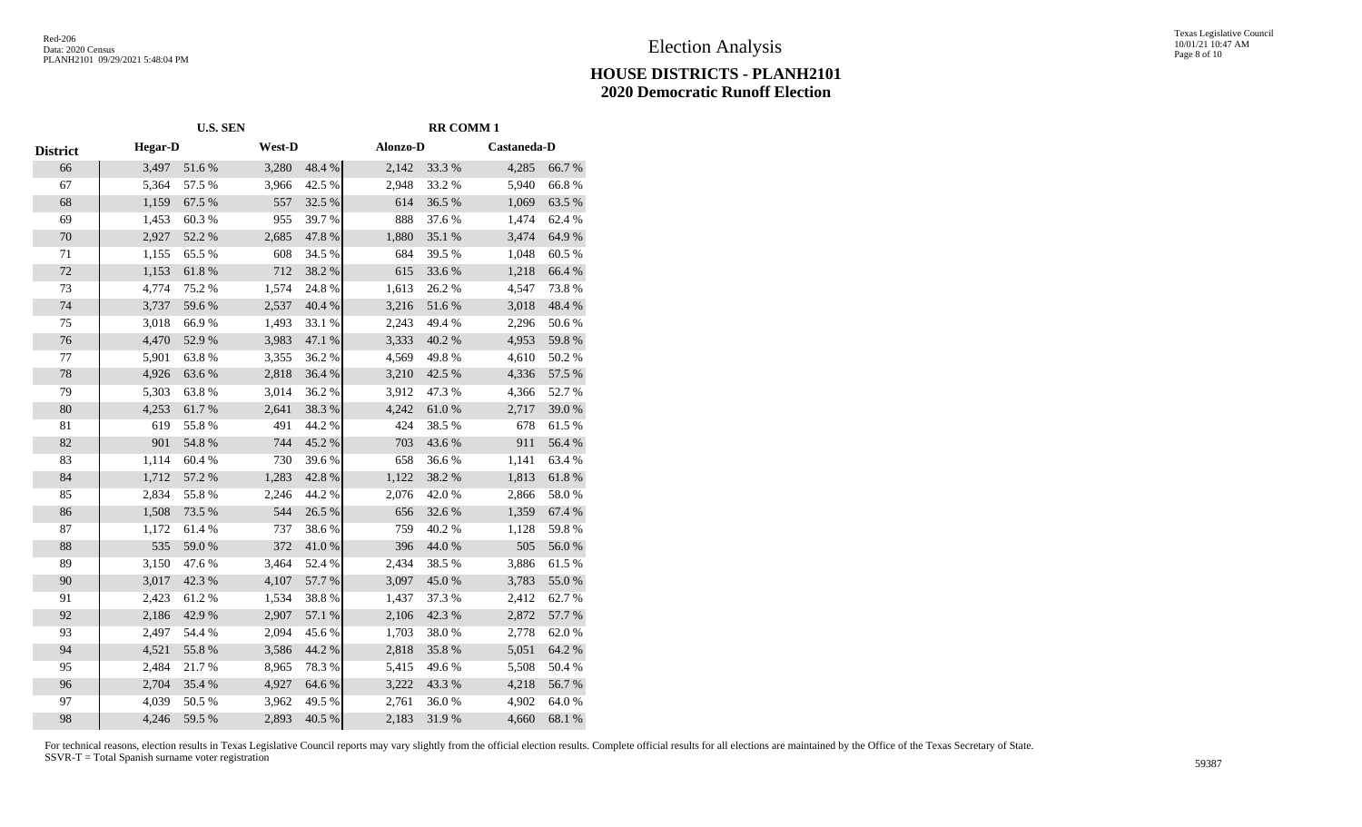# Election Analysis

## HOUSE DISTRICTS - PLANH2101
## 2020 Democratic Runoff Election

| | U.S. SEN | | | | RR COMM 1 | | | |
|---|---|---|---|---|---|---|---|---|
| District | Hegar-D | | West-D | | Alonzo-D | | Castaneda-D | |
| 66 | 3,497 | 51.6 % | 3,280 | 48.4 % | 2,142 | 33.3 % | 4,285 | 66.7 % |
| 67 | 5,364 | 57.5 % | 3,966 | 42.5 % | 2,948 | 33.2 % | 5,940 | 66.8 % |
| 68 | 1,159 | 67.5 % | 557 | 32.5 % | 614 | 36.5 % | 1,069 | 63.5 % |
| 69 | 1,453 | 60.3 % | 955 | 39.7 % | 888 | 37.6 % | 1,474 | 62.4 % |
| 70 | 2,927 | 52.2 % | 2,685 | 47.8 % | 1,880 | 35.1 % | 3,474 | 64.9 % |
| 71 | 1,155 | 65.5 % | 608 | 34.5 % | 684 | 39.5 % | 1,048 | 60.5 % |
| 72 | 1,153 | 61.8 % | 712 | 38.2 % | 615 | 33.6 % | 1,218 | 66.4 % |
| 73 | 4,774 | 75.2 % | 1,574 | 24.8 % | 1,613 | 26.2 % | 4,547 | 73.8 % |
| 74 | 3,737 | 59.6 % | 2,537 | 40.4 % | 3,216 | 51.6 % | 3,018 | 48.4 % |
| 75 | 3,018 | 66.9 % | 1,493 | 33.1 % | 2,243 | 49.4 % | 2,296 | 50.6 % |
| 76 | 4,470 | 52.9 % | 3,983 | 47.1 % | 3,333 | 40.2 % | 4,953 | 59.8 % |
| 77 | 5,901 | 63.8 % | 3,355 | 36.2 % | 4,569 | 49.8 % | 4,610 | 50.2 % |
| 78 | 4,926 | 63.6 % | 2,818 | 36.4 % | 3,210 | 42.5 % | 4,336 | 57.5 % |
| 79 | 5,303 | 63.8 % | 3,014 | 36.2 % | 3,912 | 47.3 % | 4,366 | 52.7 % |
| 80 | 4,253 | 61.7 % | 2,641 | 38.3 % | 4,242 | 61.0 % | 2,717 | 39.0 % |
| 81 | 619 | 55.8 % | 491 | 44.2 % | 424 | 38.5 % | 678 | 61.5 % |
| 82 | 901 | 54.8 % | 744 | 45.2 % | 703 | 43.6 % | 911 | 56.4 % |
| 83 | 1,114 | 60.4 % | 730 | 39.6 % | 658 | 36.6 % | 1,141 | 63.4 % |
| 84 | 1,712 | 57.2 % | 1,283 | 42.8 % | 1,122 | 38.2 % | 1,813 | 61.8 % |
| 85 | 2,834 | 55.8 % | 2,246 | 44.2 % | 2,076 | 42.0 % | 2,866 | 58.0 % |
| 86 | 1,508 | 73.5 % | 544 | 26.5 % | 656 | 32.6 % | 1,359 | 67.4 % |
| 87 | 1,172 | 61.4 % | 737 | 38.6 % | 759 | 40.2 % | 1,128 | 59.8 % |
| 88 | 535 | 59.0 % | 372 | 41.0 % | 396 | 44.0 % | 505 | 56.0 % |
| 89 | 3,150 | 47.6 % | 3,464 | 52.4 % | 2,434 | 38.5 % | 3,886 | 61.5 % |
| 90 | 3,017 | 42.3 % | 4,107 | 57.7 % | 3,097 | 45.0 % | 3,783 | 55.0 % |
| 91 | 2,423 | 61.2 % | 1,534 | 38.8 % | 1,437 | 37.3 % | 2,412 | 62.7 % |
| 92 | 2,186 | 42.9 % | 2,907 | 57.1 % | 2,106 | 42.3 % | 2,872 | 57.7 % |
| 93 | 2,497 | 54.4 % | 2,094 | 45.6 % | 1,703 | 38.0 % | 2,778 | 62.0 % |
| 94 | 4,521 | 55.8 % | 3,586 | 44.2 % | 2,818 | 35.8 % | 5,051 | 64.2 % |
| 95 | 2,484 | 21.7 % | 8,965 | 78.3 % | 5,415 | 49.6 % | 5,508 | 50.4 % |
| 96 | 2,704 | 35.4 % | 4,927 | 64.6 % | 3,222 | 43.3 % | 4,218 | 56.7 % |
| 97 | 4,039 | 50.5 % | 3,962 | 49.5 % | 2,761 | 36.0 % | 4,902 | 64.0 % |
| 98 | 4,246 | 59.5 % | 2,893 | 40.5 % | 2,183 | 31.9 % | 4,660 | 68.1 % |

For technical reasons, election results in Texas Legislative Council reports may vary slightly from the official election results. Complete official results for all elections are maintained by the Office of the Texas Secretary of State.
SSVR-T = Total Spanish surname voter registration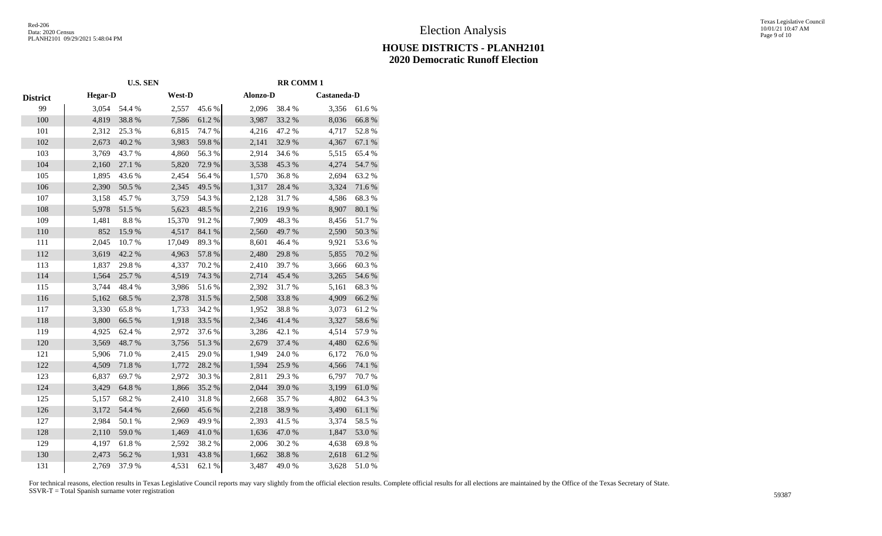# Election Analysis

## HOUSE DISTRICTS - PLANH2101
## 2020 Democratic Runoff Election

| | U.S. SEN | | | | RR COMM 1 | | | |
|---|---|---|---|---|---|---|---|---|
| District | Hegar-D | | West-D | | Alonzo-D | | Castaneda-D | |
| 99 | 3,054 | 54.4 % | 2,557 | 45.6 % | 2,096 | 38.4 % | 3,356 | 61.6 % |
| 100 | 4,819 | 38.8 % | 7,586 | 61.2 % | 3,987 | 33.2 % | 8,036 | 66.8 % |
| 101 | 2,312 | 25.3 % | 6,815 | 74.7 % | 4,216 | 47.2 % | 4,717 | 52.8 % |
| 102 | 2,673 | 40.2 % | 3,983 | 59.8 % | 2,141 | 32.9 % | 4,367 | 67.1 % |
| 103 | 3,769 | 43.7 % | 4,860 | 56.3 % | 2,914 | 34.6 % | 5,515 | 65.4 % |
| 104 | 2,160 | 27.1 % | 5,820 | 72.9 % | 3,538 | 45.3 % | 4,274 | 54.7 % |
| 105 | 1,895 | 43.6 % | 2,454 | 56.4 % | 1,570 | 36.8 % | 2,694 | 63.2 % |
| 106 | 2,390 | 50.5 % | 2,345 | 49.5 % | 1,317 | 28.4 % | 3,324 | 71.6 % |
| 107 | 3,158 | 45.7 % | 3,759 | 54.3 % | 2,128 | 31.7 % | 4,586 | 68.3 % |
| 108 | 5,978 | 51.5 % | 5,623 | 48.5 % | 2,216 | 19.9 % | 8,907 | 80.1 % |
| 109 | 1,481 | 8.8 % | 15,370 | 91.2 % | 7,909 | 48.3 % | 8,456 | 51.7 % |
| 110 | 852 | 15.9 % | 4,517 | 84.1 % | 2,560 | 49.7 % | 2,590 | 50.3 % |
| 111 | 2,045 | 10.7 % | 17,049 | 89.3 % | 8,601 | 46.4 % | 9,921 | 53.6 % |
| 112 | 3,619 | 42.2 % | 4,963 | 57.8 % | 2,480 | 29.8 % | 5,855 | 70.2 % |
| 113 | 1,837 | 29.8 % | 4,337 | 70.2 % | 2,410 | 39.7 % | 3,666 | 60.3 % |
| 114 | 1,564 | 25.7 % | 4,519 | 74.3 % | 2,714 | 45.4 % | 3,265 | 54.6 % |
| 115 | 3,744 | 48.4 % | 3,986 | 51.6 % | 2,392 | 31.7 % | 5,161 | 68.3 % |
| 116 | 5,162 | 68.5 % | 2,378 | 31.5 % | 2,508 | 33.8 % | 4,909 | 66.2 % |
| 117 | 3,330 | 65.8 % | 1,733 | 34.2 % | 1,952 | 38.8 % | 3,073 | 61.2 % |
| 118 | 3,800 | 66.5 % | 1,918 | 33.5 % | 2,346 | 41.4 % | 3,327 | 58.6 % |
| 119 | 4,925 | 62.4 % | 2,972 | 37.6 % | 3,286 | 42.1 % | 4,514 | 57.9 % |
| 120 | 3,569 | 48.7 % | 3,756 | 51.3 % | 2,679 | 37.4 % | 4,480 | 62.6 % |
| 121 | 5,906 | 71.0 % | 2,415 | 29.0 % | 1,949 | 24.0 % | 6,172 | 76.0 % |
| 122 | 4,509 | 71.8 % | 1,772 | 28.2 % | 1,594 | 25.9 % | 4,566 | 74.1 % |
| 123 | 6,837 | 69.7 % | 2,972 | 30.3 % | 2,811 | 29.3 % | 6,797 | 70.7 % |
| 124 | 3,429 | 64.8 % | 1,866 | 35.2 % | 2,044 | 39.0 % | 3,199 | 61.0 % |
| 125 | 5,157 | 68.2 % | 2,410 | 31.8 % | 2,668 | 35.7 % | 4,802 | 64.3 % |
| 126 | 3,172 | 54.4 % | 2,660 | 45.6 % | 2,218 | 38.9 % | 3,490 | 61.1 % |
| 127 | 2,984 | 50.1 % | 2,969 | 49.9 % | 2,393 | 41.5 % | 3,374 | 58.5 % |
| 128 | 2,110 | 59.0 % | 1,469 | 41.0 % | 1,636 | 47.0 % | 1,847 | 53.0 % |
| 129 | 4,197 | 61.8 % | 2,592 | 38.2 % | 2,006 | 30.2 % | 4,638 | 69.8 % |
| 130 | 2,473 | 56.2 % | 1,931 | 43.8 % | 1,662 | 38.8 % | 2,618 | 61.2 % |
| 131 | 2,769 | 37.9 % | 4,531 | 62.1 % | 3,487 | 49.0 % | 3,628 | 51.0 % |

For technical reasons, election results in Texas Legislative Council reports may vary slightly from the official election results. Complete official results for all elections are maintained by the Office of the Texas Secretary of State.
SSVR-T = Total Spanish surname voter registration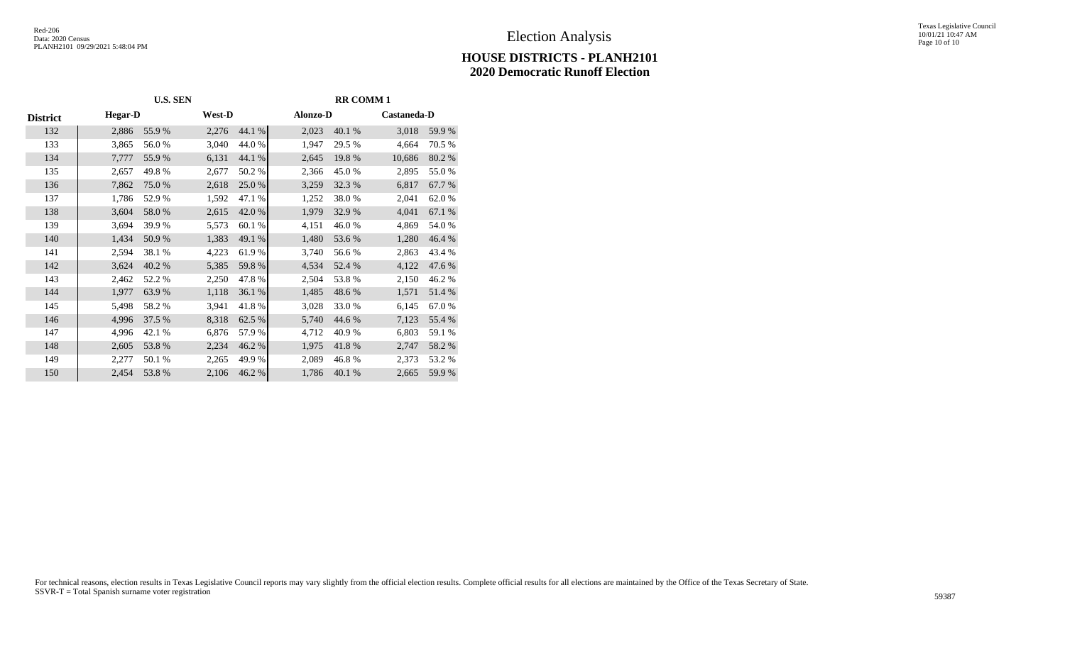# Election Analysis

## HOUSE DISTRICTS - PLANH2101
## 2020 Democratic Runoff Election

| | U.S. SEN | | | | RR COMM 1 | | | |
|---|---|---|---|---|---|---|---|---|
| District | Hegar-D | | West-D | | Alonzo-D | | Castaneda-D | |
| 132 | 2,886 | 55.9 % | 2,276 | 44.1 % | 2,023 | 40.1 % | 3,018 | 59.9 % |
| 133 | 3,865 | 56.0 % | 3,040 | 44.0 % | 1,947 | 29.5 % | 4,664 | 70.5 % |
| 134 | 7,777 | 55.9 % | 6,131 | 44.1 % | 2,645 | 19.8 % | 10,686 | 80.2 % |
| 135 | 2,657 | 49.8 % | 2,677 | 50.2 % | 2,366 | 45.0 % | 2,895 | 55.0 % |
| 136 | 7,862 | 75.0 % | 2,618 | 25.0 % | 3,259 | 32.3 % | 6,817 | 67.7 % |
| 137 | 1,786 | 52.9 % | 1,592 | 47.1 % | 1,252 | 38.0 % | 2,041 | 62.0 % |
| 138 | 3,604 | 58.0 % | 2,615 | 42.0 % | 1,979 | 32.9 % | 4,041 | 67.1 % |
| 139 | 3,694 | 39.9 % | 5,573 | 60.1 % | 4,151 | 46.0 % | 4,869 | 54.0 % |
| 140 | 1,434 | 50.9 % | 1,383 | 49.1 % | 1,480 | 53.6 % | 1,280 | 46.4 % |
| 141 | 2,594 | 38.1 % | 4,223 | 61.9 % | 3,740 | 56.6 % | 2,863 | 43.4 % |
| 142 | 3,624 | 40.2 % | 5,385 | 59.8 % | 4,534 | 52.4 % | 4,122 | 47.6 % |
| 143 | 2,462 | 52.2 % | 2,250 | 47.8 % | 2,504 | 53.8 % | 2,150 | 46.2 % |
| 144 | 1,977 | 63.9 % | 1,118 | 36.1 % | 1,485 | 48.6 % | 1,571 | 51.4 % |
| 145 | 5,498 | 58.2 % | 3,941 | 41.8 % | 3,028 | 33.0 % | 6,145 | 67.0 % |
| 146 | 4,996 | 37.5 % | 8,318 | 62.5 % | 5,740 | 44.6 % | 7,123 | 55.4 % |
| 147 | 4,996 | 42.1 % | 6,876 | 57.9 % | 4,712 | 40.9 % | 6,803 | 59.1 % |
| 148 | 2,605 | 53.8 % | 2,234 | 46.2 % | 1,975 | 41.8 % | 2,747 | 58.2 % |
| 149 | 2,277 | 50.1 % | 2,265 | 49.9 % | 2,089 | 46.8 % | 2,373 | 53.2 % |
| 150 | 2,454 | 53.8 % | 2,106 | 46.2 % | 1,786 | 40.1 % | 2,665 | 59.9 % |

For technical reasons, election results in Texas Legislative Council reports may vary slightly from the official election results. Complete official results for all elections are maintained by the Office of the Texas Secretary of State.
SSVR-T = Total Spanish surname voter registration